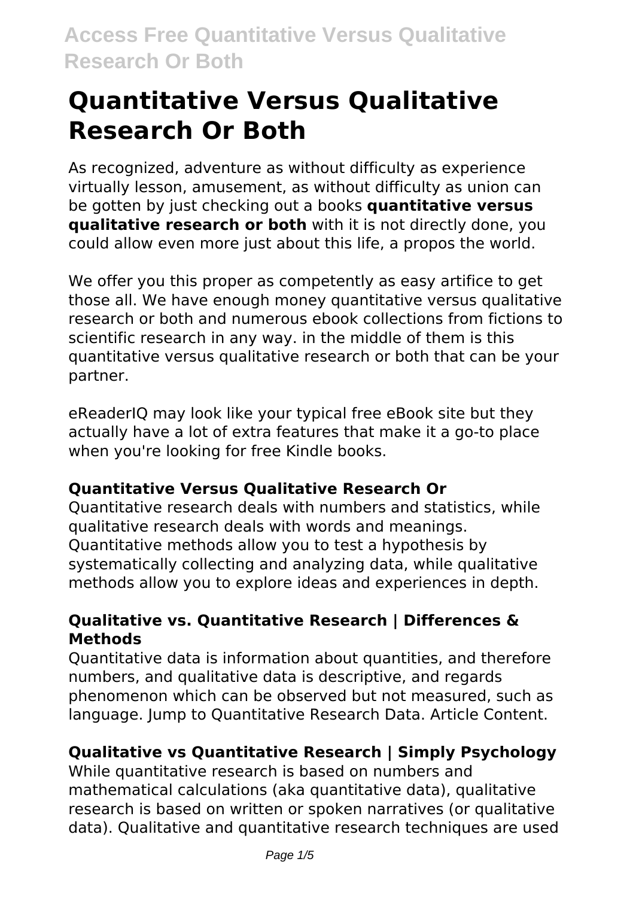# Quantitative Versus Qualitative Research Or Both

As recognized, adventure as without difficulty as experience virtually lesson, amusement, as without difficulty as union can be gotten by just checking out a books **quantitative versus qualitative research or both** with it is not directly done, you could allow even more just about this life, a propos the world.

We offer you this proper as competently as easy artifice to get those all. We have enough money quantitative versus qualitative research or both and numerous ebook collections from fictions to scientific research in any way. in the middle of them is this quantitative versus qualitative research or both that can be your partner.

eReaderIQ may look like your typical free eBook site but they actually have a lot of extra features that make it a go-to place when you're looking for free Kindle books.

### Quantitative Versus Qualitative Research Or

Quantitative research deals with numbers and statistics, while qualitative research deals with words and meanings. Quantitative methods allow you to test a hypothesis by systematically collecting and analyzing data, while qualitative methods allow you to explore ideas and experiences in depth.

### Qualitative vs. Quantitative Research | Differences & Methods

Quantitative data is information about quantities, and therefore numbers, and qualitative data is descriptive, and regards phenomenon which can be observed but not measured, such as language. Jump to Quantitative Research Data. Article Content.

### Qualitative vs Quantitative Research | Simply Psychology

While quantitative research is based on numbers and mathematical calculations (aka quantitative data), qualitative research is based on written or spoken narratives (or qualitative data). Qualitative and quantitative research techniques are used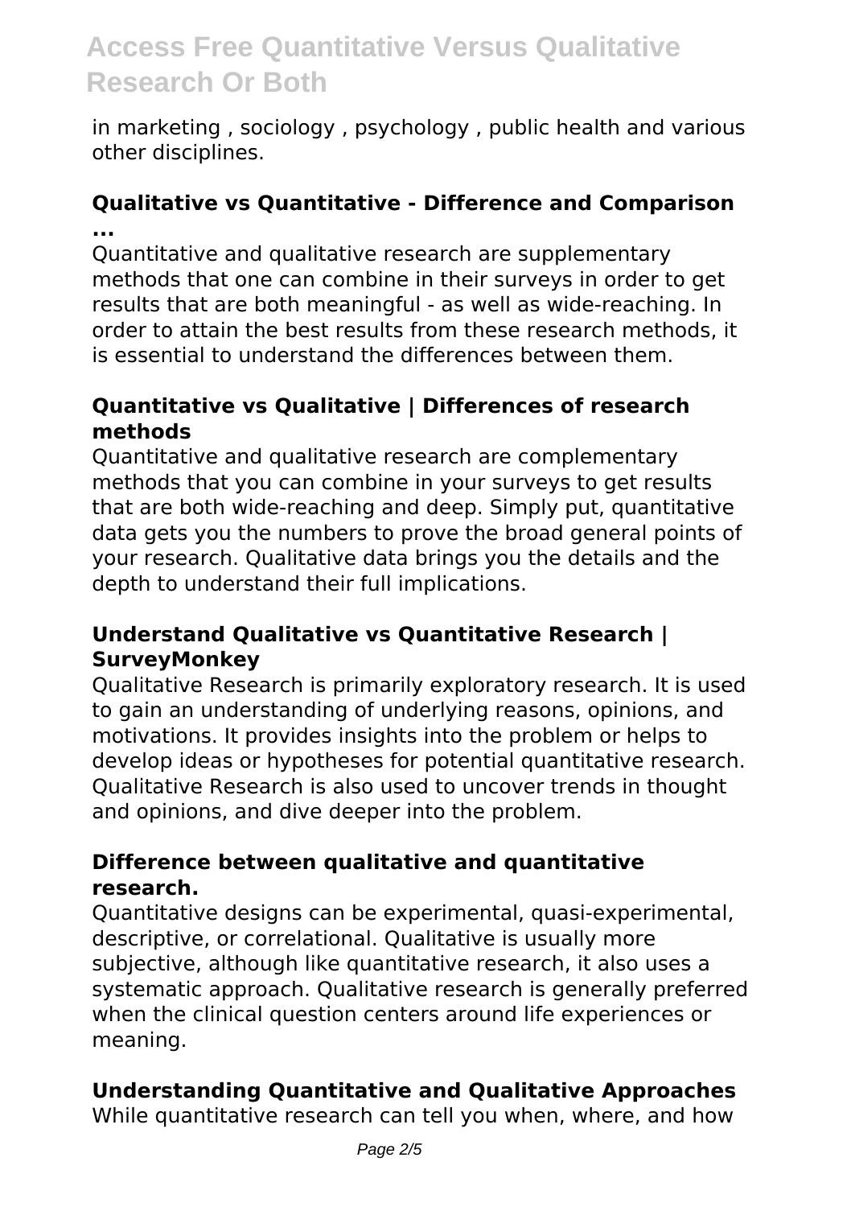in marketing , sociology , psychology , public health and various other disciplines.

### Qualitative vs Quantitative - Difference and Comparison ...

Quantitative and qualitative research are supplementary methods that one can combine in their surveys in order to get results that are both meaningful - as well as wide-reaching. In order to attain the best results from these research methods, it is essential to understand the differences between them.

### Quantitative vs Qualitative | Differences of research methods

Quantitative and qualitative research are complementary methods that you can combine in your surveys to get results that are both wide-reaching and deep. Simply put, quantitative data gets you the numbers to prove the broad general points of your research. Qualitative data brings you the details and the depth to understand their full implications.

### Understand Qualitative vs Quantitative Research | SurveyMonkey

Qualitative Research is primarily exploratory research. It is used to gain an understanding of underlying reasons, opinions, and motivations. It provides insights into the problem or helps to develop ideas or hypotheses for potential quantitative research. Qualitative Research is also used to uncover trends in thought and opinions, and dive deeper into the problem.

### Difference between qualitative and quantitative research.

Quantitative designs can be experimental, quasi-experimental, descriptive, or correlational. Qualitative is usually more subjective, although like quantitative research, it also uses a systematic approach. Qualitative research is generally preferred when the clinical question centers around life experiences or meaning.

### Understanding Quantitative and Qualitative Approaches

While quantitative research can tell you when, where, and how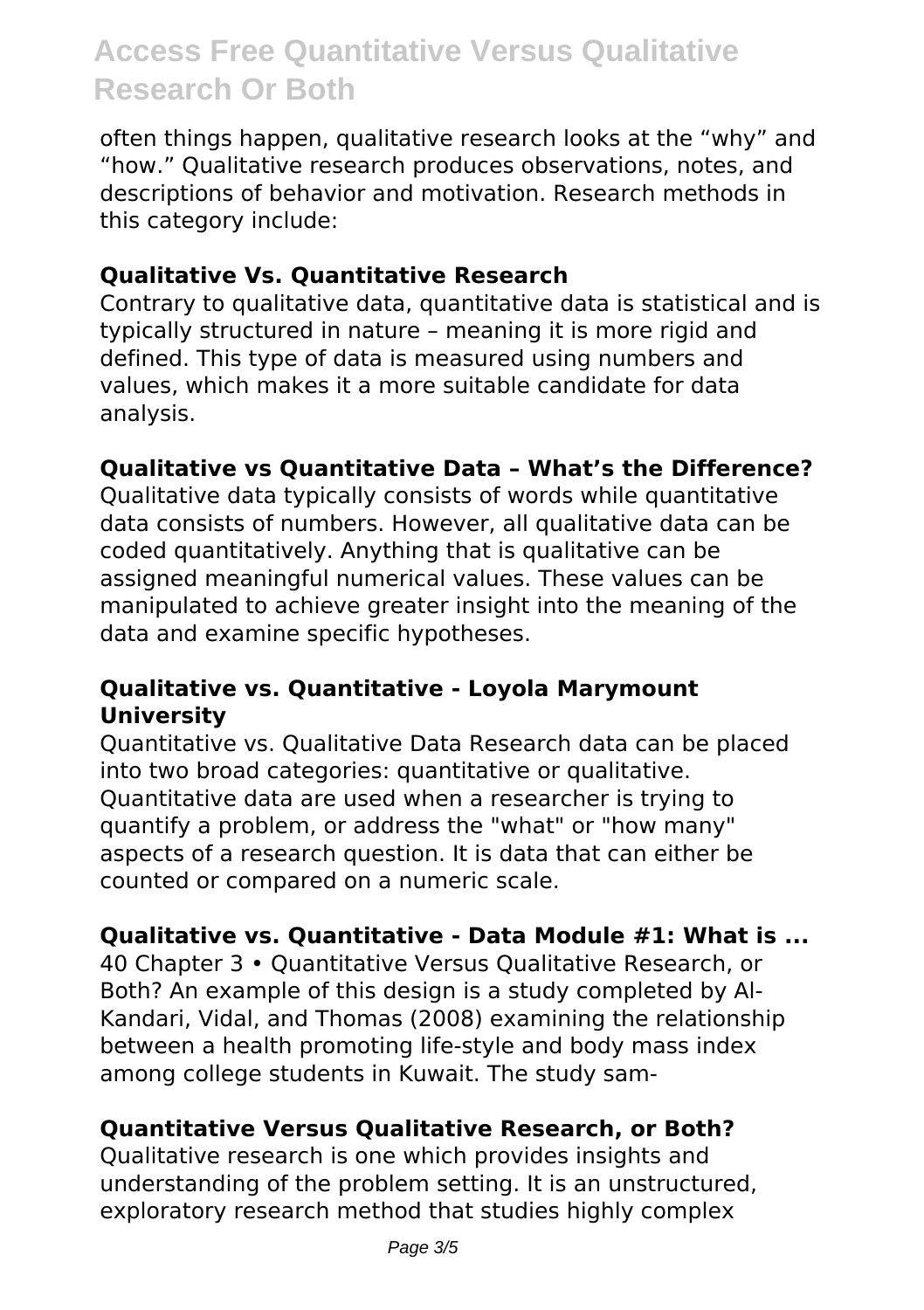often things happen, qualitative research looks at the "why" and "how." Qualitative research produces observations, notes, and descriptions of behavior and motivation. Research methods in this category include:

**Qualitative Vs. Quantitative Research**

Contrary to qualitative data, quantitative data is statistical and is typically structured in nature – meaning it is more rigid and defined. This type of data is measured using numbers and values, which makes it a more suitable candidate for data analysis.

**Qualitative vs Quantitative Data – What's the Difference?**

Qualitative data typically consists of words while quantitative data consists of numbers. However, all qualitative data can be coded quantitatively. Anything that is qualitative can be assigned meaningful numerical values. These values can be manipulated to achieve greater insight into the meaning of the data and examine specific hypotheses.

**Qualitative vs. Quantitative - Loyola Marymount University**

Quantitative vs. Qualitative Data Research data can be placed into two broad categories: quantitative or qualitative. Quantitative data are used when a researcher is trying to quantify a problem, or address the "what" or "how many" aspects of a research question. It is data that can either be counted or compared on a numeric scale.

**Qualitative vs. Quantitative - Data Module #1: What is ...**

40 Chapter 3 • Quantitative Versus Qualitative Research, or Both? An example of this design is a study completed by Al-Kandari, Vidal, and Thomas (2008) examining the relationship between a health promoting life-style and body mass index among college students in Kuwait. The study sam-

**Quantitative Versus Qualitative Research, or Both?**

Qualitative research is one which provides insights and understanding of the problem setting. It is an unstructured, exploratory research method that studies highly complex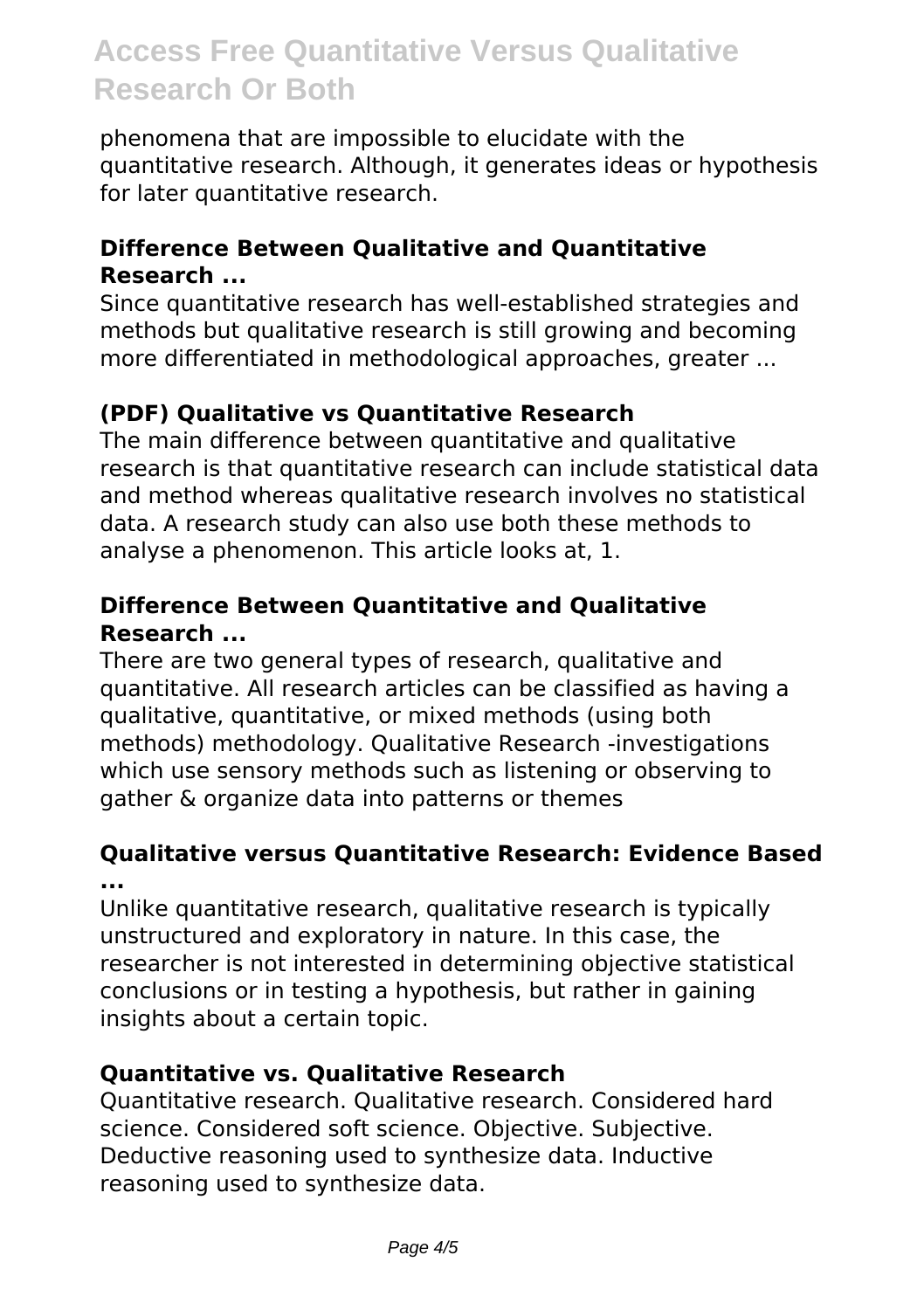phenomena that are impossible to elucidate with the quantitative research. Although, it generates ideas or hypothesis for later quantitative research.

### Difference Between Qualitative and Quantitative Research ...

Since quantitative research has well-established strategies and methods but qualitative research is still growing and becoming more differentiated in methodological approaches, greater ...

### (PDF) Qualitative vs Quantitative Research

The main difference between quantitative and qualitative research is that quantitative research can include statistical data and method whereas qualitative research involves no statistical data. A research study can also use both these methods to analyse a phenomenon. This article looks at, 1.

### Difference Between Quantitative and Qualitative Research ...

There are two general types of research, qualitative and quantitative. All research articles can be classified as having a qualitative, quantitative, or mixed methods (using both methods) methodology. Qualitative Research -investigations which use sensory methods such as listening or observing to gather & organize data into patterns or themes

### Qualitative versus Quantitative Research: Evidence Based ...

Unlike quantitative research, qualitative research is typically unstructured and exploratory in nature. In this case, the researcher is not interested in determining objective statistical conclusions or in testing a hypothesis, but rather in gaining insights about a certain topic.

### Quantitative vs. Qualitative Research

Quantitative research. Qualitative research. Considered hard science. Considered soft science. Objective. Subjective. Deductive reasoning used to synthesize data. Inductive reasoning used to synthesize data.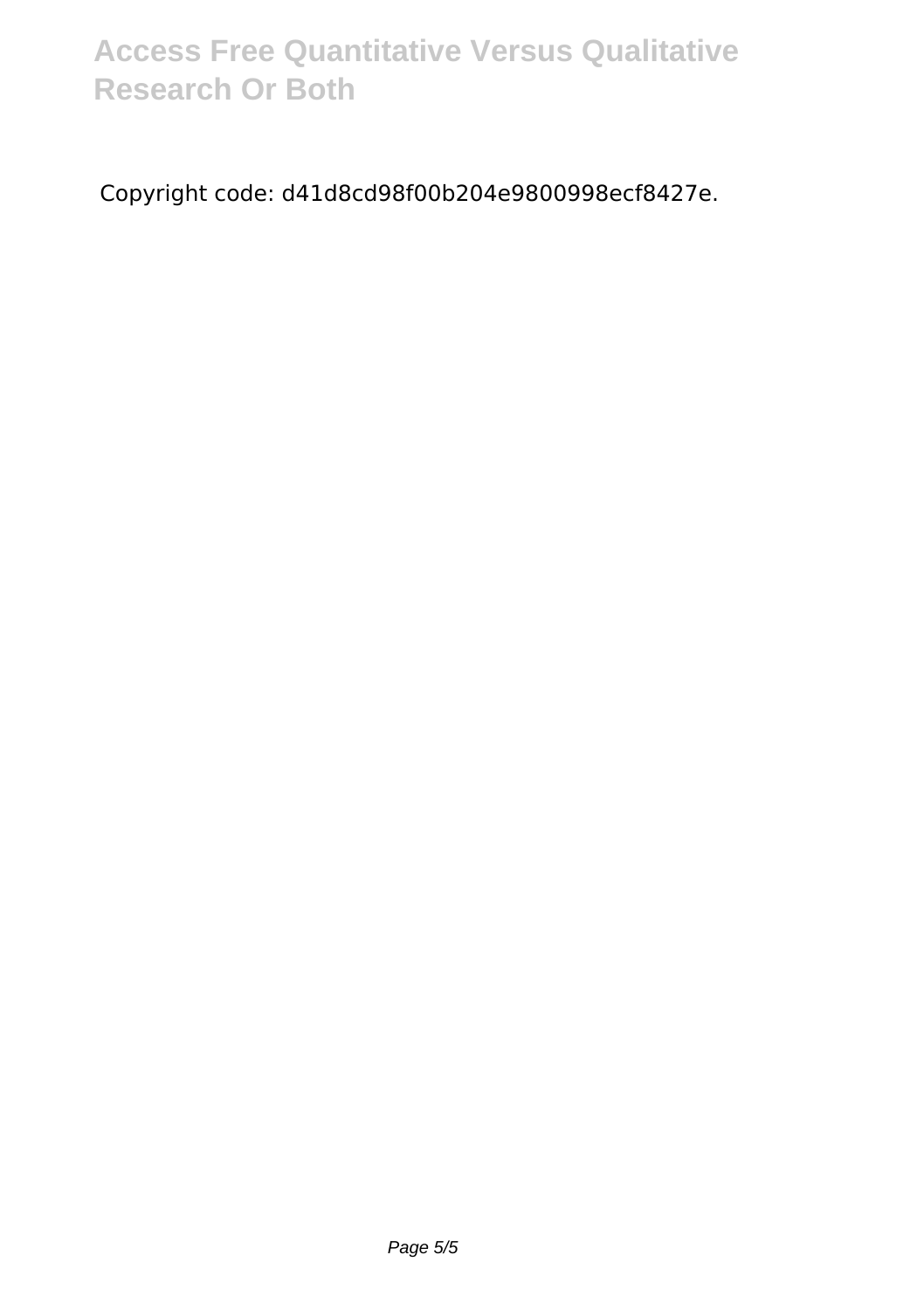Copyright code: d41d8cd98f00b204e9800998ecf8427e.